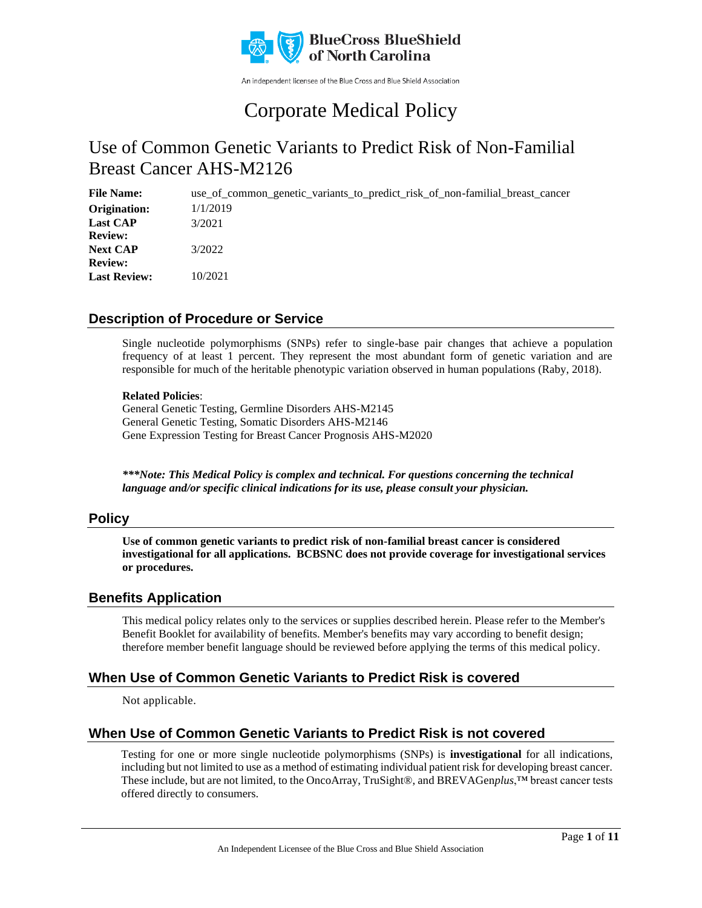BlueCross BlueShield of North Carolina

An independent licensee of the Blue Cross and Blue Shield Association

# Corporate Medical Policy

# Use of Common Genetic Variants to Predict Risk of Non-Familial Breast Cancer AHS-M2126

**File Name:** use_of_common_genetic_variants_to_predict_risk_of_non-familial_breast_cancer
**Origination:** 1/1/2019
**Last CAP Review:** 3/2021
**Next CAP Review:** 3/2022
**Last Review:** 10/2021

## Description of Procedure or Service

Single nucleotide polymorphisms (SNPs) refer to single-base pair changes that achieve a population frequency of at least 1 percent. They represent the most abundant form of genetic variation and are responsible for much of the heritable phenotypic variation observed in human populations (Raby, 2018).

**Related Policies**:
General Genetic Testing, Germline Disorders AHS-M2145
General Genetic Testing, Somatic Disorders AHS-M2146
Gene Expression Testing for Breast Cancer Prognosis AHS-M2020

***\*\*\*Note: This Medical Policy is complex and technical. For questions concerning the technical language and/or specific clinical indications for its use, please consult your physician.***

## Policy

**Use of common genetic variants to predict risk of non-familial breast cancer is considered investigational for all applications. BCBSNC does not provide coverage for investigational services or procedures.**

## Benefits Application

This medical policy relates only to the services or supplies described herein. Please refer to the Member's Benefit Booklet for availability of benefits. Member's benefits may vary according to benefit design; therefore member benefit language should be reviewed before applying the terms of this medical policy.

## When Use of Common Genetic Variants to Predict Risk is covered

Not applicable.

## When Use of Common Genetic Variants to Predict Risk is not covered

Testing for one or more single nucleotide polymorphisms (SNPs) is **investigational** for all indications, including but not limited to use as a method of estimating individual patient risk for developing breast cancer. These include, but are not limited, to the OncoArray, TruSight®, and BREVAGen*plus*,™ breast cancer tests offered directly to consumers.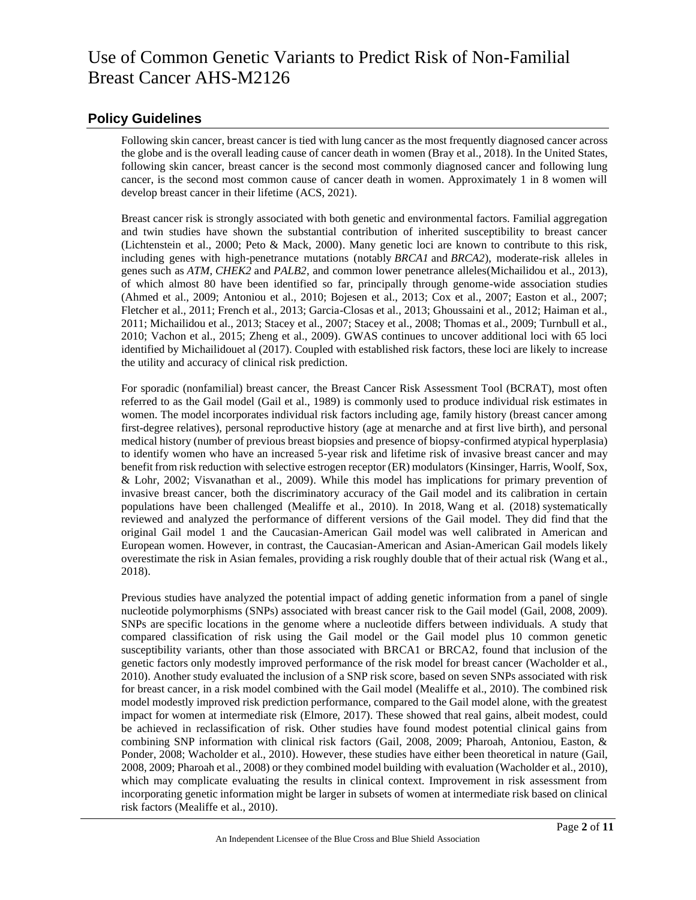# Use of Common Genetic Variants to Predict Risk of Non-Familial Breast Cancer AHS-M2126

## Policy Guidelines

Following skin cancer, breast cancer is tied with lung cancer as the most frequently diagnosed cancer across the globe and is the overall leading cause of cancer death in women (Bray et al., 2018). In the United States, following skin cancer, breast cancer is the second most commonly diagnosed cancer and following lung cancer, is the second most common cause of cancer death in women. Approximately 1 in 8 women will develop breast cancer in their lifetime (ACS, 2021).

Breast cancer risk is strongly associated with both genetic and environmental factors. Familial aggregation and twin studies have shown the substantial contribution of inherited susceptibility to breast cancer (Lichtenstein et al., 2000; Peto & Mack, 2000). Many genetic loci are known to contribute to this risk, including genes with high-penetrance mutations (notably *BRCA1* and *BRCA2*), moderate-risk alleles in genes such as *ATM*, *CHEK2* and *PALB2*, and common lower penetrance alleles(Michailidou et al., 2013), of which almost 80 have been identified so far, principally through genome-wide association studies (Ahmed et al., 2009; Antoniou et al., 2010; Bojesen et al., 2013; Cox et al., 2007; Easton et al., 2007; Fletcher et al., 2011; French et al., 2013; Garcia-Closas et al., 2013; Ghoussaini et al., 2012; Haiman et al., 2011; Michailidou et al., 2013; Stacey et al., 2007; Stacey et al., 2008; Thomas et al., 2009; Turnbull et al., 2010; Vachon et al., 2015; Zheng et al., 2009). GWAS continues to uncover additional loci with 65 loci identified by Michailidouet al (2017). Coupled with established risk factors, these loci are likely to increase the utility and accuracy of clinical risk prediction.

For sporadic (nonfamilial) breast cancer, the Breast Cancer Risk Assessment Tool (BCRAT), most often referred to as the Gail model (Gail et al., 1989) is commonly used to produce individual risk estimates in women. The model incorporates individual risk factors including age, family history (breast cancer among first-degree relatives), personal reproductive history (age at menarche and at first live birth), and personal medical history (number of previous breast biopsies and presence of biopsy-confirmed atypical hyperplasia) to identify women who have an increased 5-year risk and lifetime risk of invasive breast cancer and may benefit from risk reduction with selective estrogen receptor (ER) modulators (Kinsinger, Harris, Woolf, Sox, & Lohr, 2002; Visvanathan et al., 2009). While this model has implications for primary prevention of invasive breast cancer, both the discriminatory accuracy of the Gail model and its calibration in certain populations have been challenged (Mealiffe et al., 2010). In 2018, Wang et al. (2018) systematically reviewed and analyzed the performance of different versions of the Gail model. They did find that the original Gail model 1 and the Caucasian-American Gail model was well calibrated in American and European women. However, in contrast, the Caucasian-American and Asian-American Gail models likely overestimate the risk in Asian females, providing a risk roughly double that of their actual risk (Wang et al., 2018).

Previous studies have analyzed the potential impact of adding genetic information from a panel of single nucleotide polymorphisms (SNPs) associated with breast cancer risk to the Gail model (Gail, 2008, 2009). SNPs are specific locations in the genome where a nucleotide differs between individuals. A study that compared classification of risk using the Gail model or the Gail model plus 10 common genetic susceptibility variants, other than those associated with BRCA1 or BRCA2, found that inclusion of the genetic factors only modestly improved performance of the risk model for breast cancer (Wacholder et al., 2010). Another study evaluated the inclusion of a SNP risk score, based on seven SNPs associated with risk for breast cancer, in a risk model combined with the Gail model (Mealiffe et al., 2010). The combined risk model modestly improved risk prediction performance, compared to the Gail model alone, with the greatest impact for women at intermediate risk (Elmore, 2017). These showed that real gains, albeit modest, could be achieved in reclassification of risk. Other studies have found modest potential clinical gains from combining SNP information with clinical risk factors (Gail, 2008, 2009; Pharoah, Antoniou, Easton, & Ponder, 2008; Wacholder et al., 2010). However, these studies have either been theoretical in nature (Gail, 2008, 2009; Pharoah et al., 2008) or they combined model building with evaluation (Wacholder et al., 2010), which may complicate evaluating the results in clinical context. Improvement in risk assessment from incorporating genetic information might be larger in subsets of women at intermediate risk based on clinical risk factors (Mealiffe et al., 2010).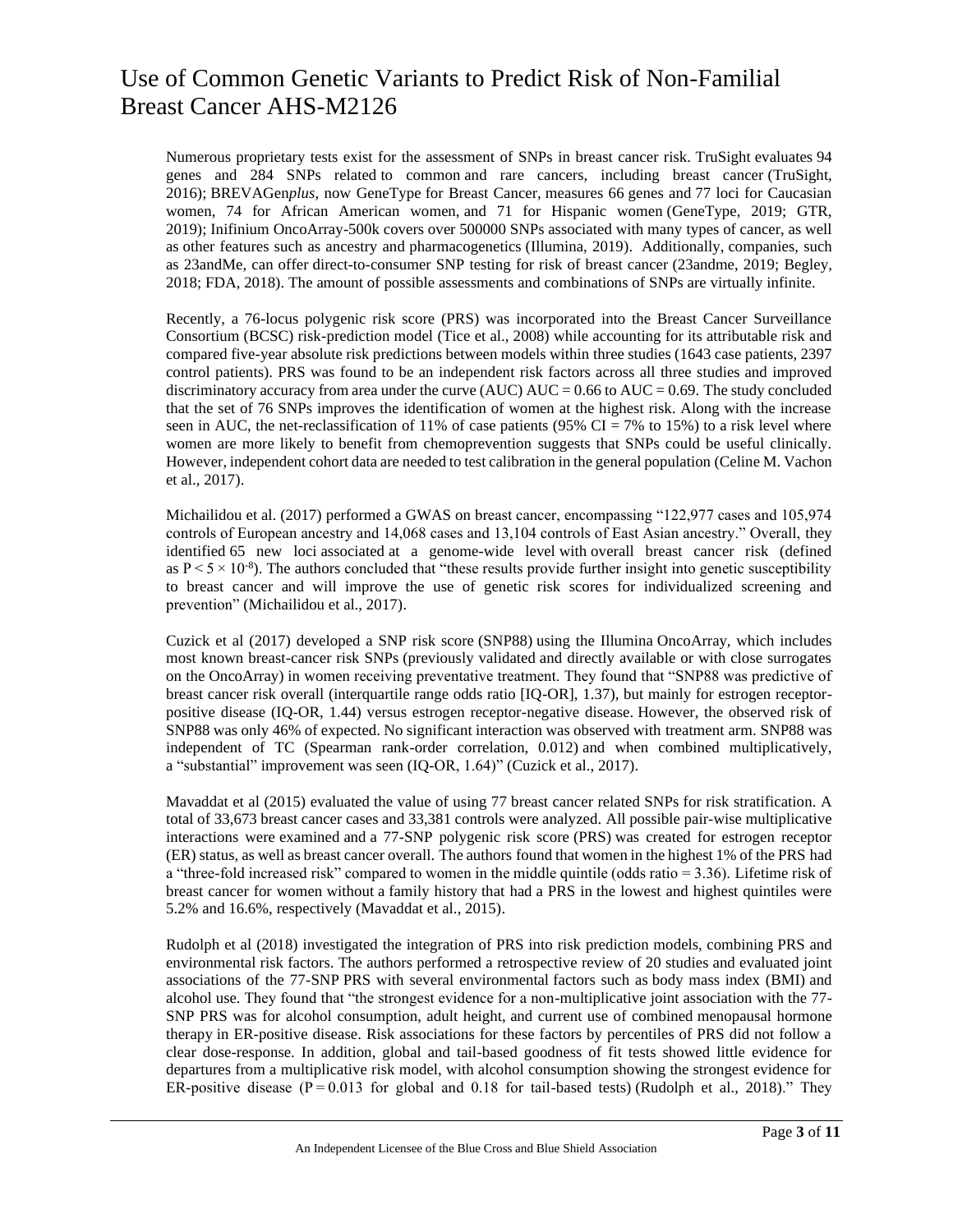Numerous proprietary tests exist for the assessment of SNPs in breast cancer risk. TruSight evaluates 94 genes and 284 SNPs related to common and rare cancers, including breast cancer (TruSight, 2016); BREVAGen*plus*, now GeneType for Breast Cancer, measures 66 genes and 77 loci for Caucasian women, 74 for African American women, and 71 for Hispanic women (GeneType, 2019; GTR, 2019); Inifinium OncoArray-500k covers over 500000 SNPs associated with many types of cancer, as well as other features such as ancestry and pharmacogenetics (Illumina, 2019). Additionally, companies, such as 23andMe, can offer direct-to-consumer SNP testing for risk of breast cancer (23andme, 2019; Begley, 2018; FDA, 2018). The amount of possible assessments and combinations of SNPs are virtually infinite.

Recently, a 76-locus polygenic risk score (PRS) was incorporated into the Breast Cancer Surveillance Consortium (BCSC) risk-prediction model (Tice et al., 2008) while accounting for its attributable risk and compared five-year absolute risk predictions between models within three studies (1643 case patients, 2397 control patients). PRS was found to be an independent risk factors across all three studies and improved discriminatory accuracy from area under the curve (AUC) AUC = 0.66 to AUC = 0.69. The study concluded that the set of 76 SNPs improves the identification of women at the highest risk. Along with the increase seen in AUC, the net-reclassification of 11% of case patients (95% CI = 7% to 15%) to a risk level where women are more likely to benefit from chemoprevention suggests that SNPs could be useful clinically. However, independent cohort data are needed to test calibration in the general population (Celine M. Vachon et al., 2017).

Michailidou et al. (2017) performed a GWAS on breast cancer, encompassing "122,977 cases and 105,974 controls of European ancestry and 14,068 cases and 13,104 controls of East Asian ancestry." Overall, they identified 65 new loci associated at a genome-wide level with overall breast cancer risk (defined as $P < 5 \times 10^{-8}$). The authors concluded that "these results provide further insight into genetic susceptibility to breast cancer and will improve the use of genetic risk scores for individualized screening and prevention" (Michailidou et al., 2017).

Cuzick et al (2017) developed a SNP risk score (SNP88) using the Illumina OncoArray, which includes most known breast-cancer risk SNPs (previously validated and directly available or with close surrogates on the OncoArray) in women receiving preventative treatment. They found that "SNP88 was predictive of breast cancer risk overall (interquartile range odds ratio [IQ-OR], 1.37), but mainly for estrogen receptor-positive disease (IQ-OR, 1.44) versus estrogen receptor-negative disease. However, the observed risk of SNP88 was only 46% of expected. No significant interaction was observed with treatment arm. SNP88 was independent of TC (Spearman rank-order correlation, 0.012) and when combined multiplicatively, a "substantial" improvement was seen (IQ-OR, 1.64)" (Cuzick et al., 2017).

Mavaddat et al (2015) evaluated the value of using 77 breast cancer related SNPs for risk stratification. A total of 33,673 breast cancer cases and 33,381 controls were analyzed. All possible pair-wise multiplicative interactions were examined and a 77-SNP polygenic risk score (PRS) was created for estrogen receptor (ER) status, as well as breast cancer overall. The authors found that women in the highest 1% of the PRS had a "three-fold increased risk" compared to women in the middle quintile (odds ratio = 3.36). Lifetime risk of breast cancer for women without a family history that had a PRS in the lowest and highest quintiles were 5.2% and 16.6%, respectively (Mavaddat et al., 2015).

Rudolph et al (2018) investigated the integration of PRS into risk prediction models, combining PRS and environmental risk factors. The authors performed a retrospective review of 20 studies and evaluated joint associations of the 77-SNP PRS with several environmental factors such as body mass index (BMI) and alcohol use. They found that "the strongest evidence for a non-multiplicative joint association with the 77-SNP PRS was for alcohol consumption, adult height, and current use of combined menopausal hormone therapy in ER-positive disease. Risk associations for these factors by percentiles of PRS did not follow a clear dose-response. In addition, global and tail-based goodness of fit tests showed little evidence for departures from a multiplicative risk model, with alcohol consumption showing the strongest evidence for ER-positive disease ($P = 0.013$ for global and 0.18 for tail-based tests) (Rudolph et al., 2018)." They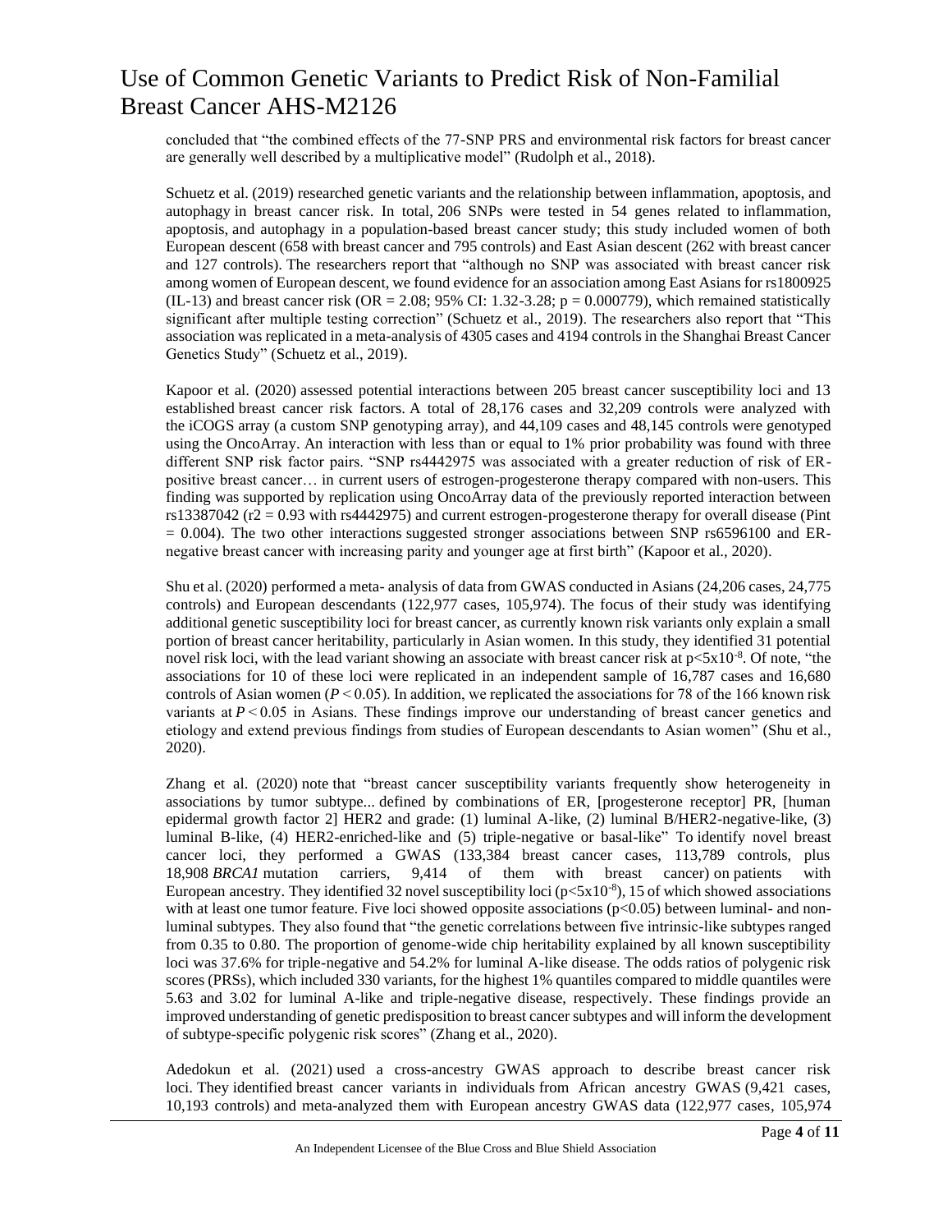concluded that "the combined effects of the 77-SNP PRS and environmental risk factors for breast cancer are generally well described by a multiplicative model" (Rudolph et al., 2018).

Schuetz et al. (2019) researched genetic variants and the relationship between inflammation, apoptosis, and autophagy in breast cancer risk. In total, 206 SNPs were tested in 54 genes related to inflammation, apoptosis, and autophagy in a population-based breast cancer study; this study included women of both European descent (658 with breast cancer and 795 controls) and East Asian descent (262 with breast cancer and 127 controls). The researchers report that "although no SNP was associated with breast cancer risk among women of European descent, we found evidence for an association among East Asians for rs1800925 (IL-13) and breast cancer risk (OR = 2.08; 95% CI: 1.32-3.28; p = 0.000779), which remained statistically significant after multiple testing correction" (Schuetz et al., 2019). The researchers also report that "This association was replicated in a meta-analysis of 4305 cases and 4194 controls in the Shanghai Breast Cancer Genetics Study" (Schuetz et al., 2019).

Kapoor et al. (2020) assessed potential interactions between 205 breast cancer susceptibility loci and 13 established breast cancer risk factors. A total of 28,176 cases and 32,209 controls were analyzed with the iCOGS array (a custom SNP genotyping array), and 44,109 cases and 48,145 controls were genotyped using the OncoArray. An interaction with less than or equal to 1% prior probability was found with three different SNP risk factor pairs. "SNP rs4442975 was associated with a greater reduction of risk of ER-positive breast cancer… in current users of estrogen-progesterone therapy compared with non-users. This finding was supported by replication using OncoArray data of the previously reported interaction between rs13387042 (r2 = 0.93 with rs4442975) and current estrogen-progesterone therapy for overall disease (Pint = 0.004). The two other interactions suggested stronger associations between SNP rs6596100 and ER-negative breast cancer with increasing parity and younger age at first birth" (Kapoor et al., 2020).

Shu et al. (2020) performed a meta- analysis of data from GWAS conducted in Asians (24,206 cases, 24,775 controls) and European descendants (122,977 cases, 105,974). The focus of their study was identifying additional genetic susceptibility loci for breast cancer, as currently known risk variants only explain a small portion of breast cancer heritability, particularly in Asian women. In this study, they identified 31 potential novel risk loci, with the lead variant showing an associate with breast cancer risk at $p<5x10^{-8}$. Of note, "the associations for 10 of these loci were replicated in an independent sample of 16,787 cases and 16,680 controls of Asian women (*P* < 0.05). In addition, we replicated the associations for 78 of the 166 known risk variants at *P* < 0.05 in Asians. These findings improve our understanding of breast cancer genetics and etiology and extend previous findings from studies of European descendants to Asian women" (Shu et al., 2020).

Zhang et al. (2020) note that "breast cancer susceptibility variants frequently show heterogeneity in associations by tumor subtype... defined by combinations of ER, [progesterone receptor] PR, [human epidermal growth factor 2] HER2 and grade: (1) luminal A-like, (2) luminal B/HER2-negative-like, (3) luminal B-like, (4) HER2-enriched-like and (5) triple-negative or basal-like" To identify novel breast cancer loci, they performed a GWAS (133,384 breast cancer cases, 113,789 controls, plus 18,908 *BRCA1* mutation carriers, 9,414 of them with breast cancer) on patients with European ancestry. They identified 32 novel susceptibility loci ($p<5x10^{-8}$), 15 of which showed associations with at least one tumor feature. Five loci showed opposite associations ($p<0.05$) between luminal- and non-luminal subtypes. They also found that "the genetic correlations between five intrinsic-like subtypes ranged from 0.35 to 0.80. The proportion of genome-wide chip heritability explained by all known susceptibility loci was 37.6% for triple-negative and 54.2% for luminal A-like disease. The odds ratios of polygenic risk scores (PRSs), which included 330 variants, for the highest 1% quantiles compared to middle quantiles were 5.63 and 3.02 for luminal A-like and triple-negative disease, respectively. These findings provide an improved understanding of genetic predisposition to breast cancer subtypes and will inform the development of subtype-specific polygenic risk scores" (Zhang et al., 2020).

Adedokun et al. (2021) used a cross-ancestry GWAS approach to describe breast cancer risk loci. They identified breast cancer variants in individuals from African ancestry GWAS (9,421 cases, 10,193 controls) and meta-analyzed them with European ancestry GWAS data (122,977 cases, 105,974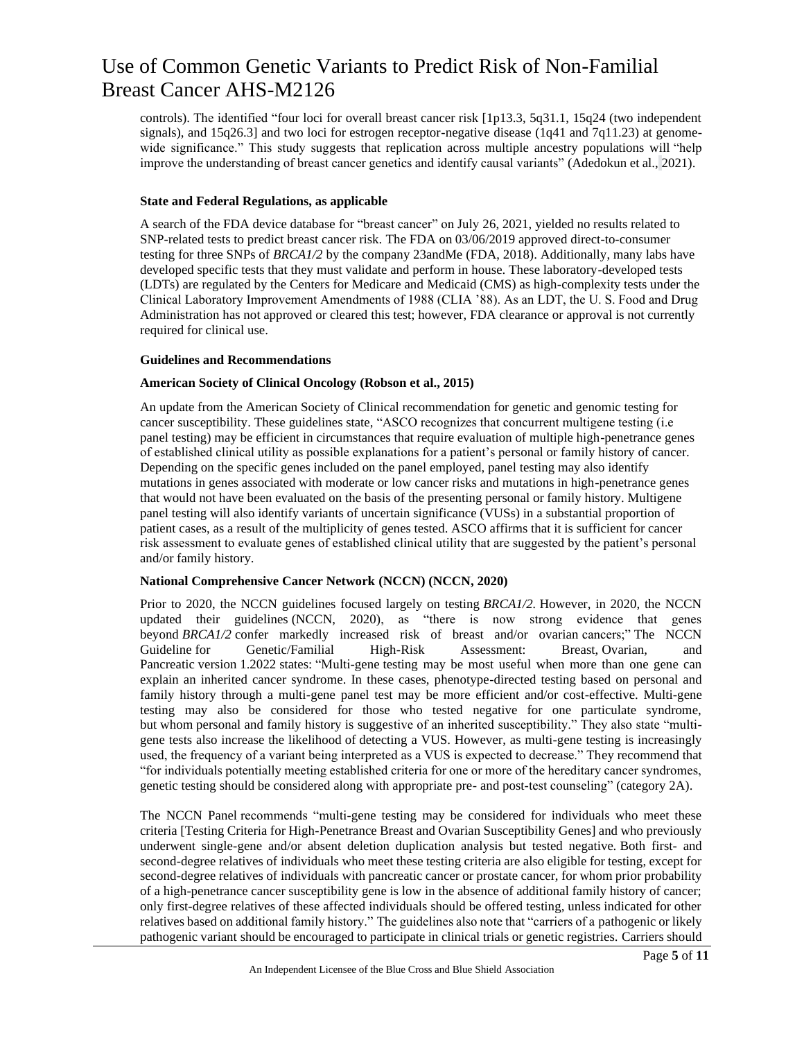controls). The identified "four loci for overall breast cancer risk [1p13.3, 5q31.1, 15q24 (two independent signals), and 15q26.3] and two loci for estrogen receptor-negative disease (1q41 and 7q11.23) at genome-wide significance." This study suggests that replication across multiple ancestry populations will "help improve the understanding of breast cancer genetics and identify causal variants" (Adedokun et al., 2021).

**State and Federal Regulations, as applicable**

A search of the FDA device database for "breast cancer" on July 26, 2021, yielded no results related to SNP-related tests to predict breast cancer risk. The FDA on 03/06/2019 approved direct-to-consumer testing for three SNPs of *BRCA1/2* by the company 23andMe (FDA, 2018). Additionally, many labs have developed specific tests that they must validate and perform in house. These laboratory-developed tests (LDTs) are regulated by the Centers for Medicare and Medicaid (CMS) as high-complexity tests under the Clinical Laboratory Improvement Amendments of 1988 (CLIA '88). As an LDT, the U. S. Food and Drug Administration has not approved or cleared this test; however, FDA clearance or approval is not currently required for clinical use.

**Guidelines and Recommendations**

**American Society of Clinical Oncology (Robson et al., 2015)**

An update from the American Society of Clinical recommendation for genetic and genomic testing for cancer susceptibility. These guidelines state, "ASCO recognizes that concurrent multigene testing (i.e panel testing) may be efficient in circumstances that require evaluation of multiple high-penetrance genes of established clinical utility as possible explanations for a patient's personal or family history of cancer. Depending on the specific genes included on the panel employed, panel testing may also identify mutations in genes associated with moderate or low cancer risks and mutations in high-penetrance genes that would not have been evaluated on the basis of the presenting personal or family history. Multigene panel testing will also identify variants of uncertain significance (VUSs) in a substantial proportion of patient cases, as a result of the multiplicity of genes tested. ASCO affirms that it is sufficient for cancer risk assessment to evaluate genes of established clinical utility that are suggested by the patient's personal and/or family history.

**National Comprehensive Cancer Network (NCCN) (NCCN, 2020)**

Prior to 2020, the NCCN guidelines focused largely on testing *BRCA1/2*. However, in 2020, the NCCN updated their guidelines (NCCN, 2020), as "there is now strong evidence that genes beyond *BRCA1/2* confer markedly increased risk of breast and/or ovarian cancers;" The NCCN Guideline for Genetic/Familial High-Risk Assessment: Breast, Ovarian, and Pancreatic version 1.2022 states: "Multi-gene testing may be most useful when more than one gene can explain an inherited cancer syndrome. In these cases, phenotype-directed testing based on personal and family history through a multi-gene panel test may be more efficient and/or cost-effective. Multi-gene testing may also be considered for those who tested negative for one particulate syndrome, but whom personal and family history is suggestive of an inherited susceptibility." They also state "multi-gene tests also increase the likelihood of detecting a VUS. However, as multi-gene testing is increasingly used, the frequency of a variant being interpreted as a VUS is expected to decrease." They recommend that "for individuals potentially meeting established criteria for one or more of the hereditary cancer syndromes, genetic testing should be considered along with appropriate pre- and post-test counseling" (category 2A).

The NCCN Panel recommends "multi-gene testing may be considered for individuals who meet these criteria [Testing Criteria for High-Penetrance Breast and Ovarian Susceptibility Genes] and who previously underwent single-gene and/or absent deletion duplication analysis but tested negative. Both first- and second-degree relatives of individuals who meet these testing criteria are also eligible for testing, except for second-degree relatives of individuals with pancreatic cancer or prostate cancer, for whom prior probability of a high-penetrance cancer susceptibility gene is low in the absence of additional family history of cancer; only first-degree relatives of these affected individuals should be offered testing, unless indicated for other relatives based on additional family history." The guidelines also note that "carriers of a pathogenic or likely pathogenic variant should be encouraged to participate in clinical trials or genetic registries. Carriers should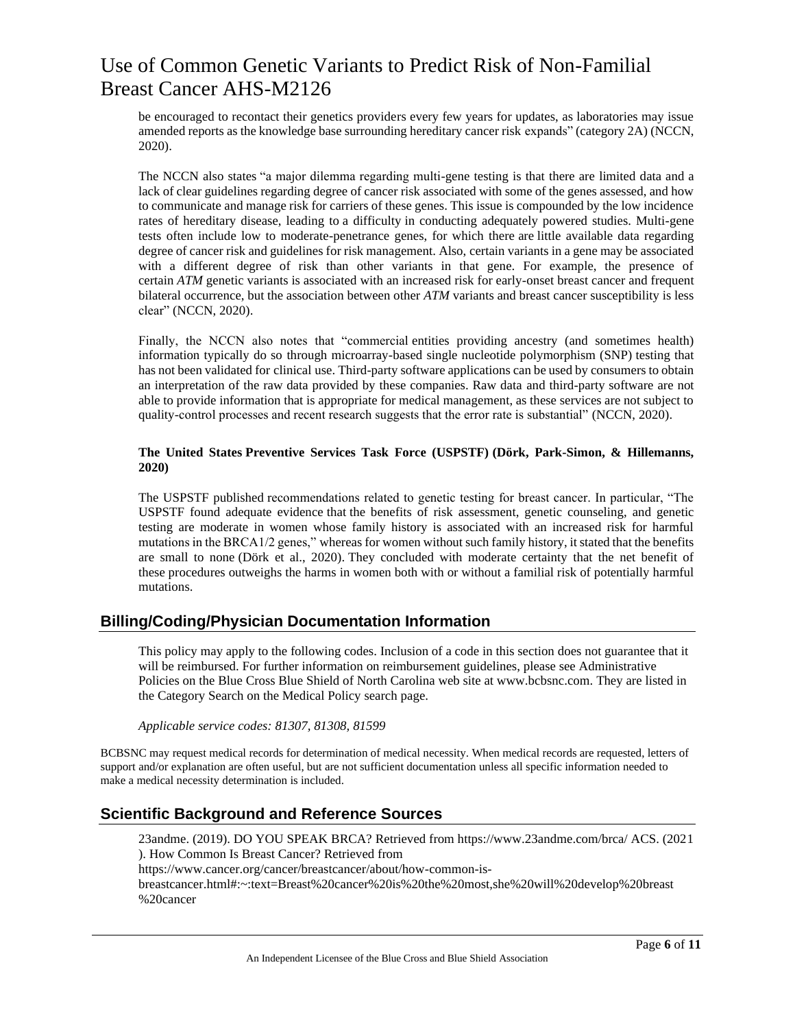be encouraged to recontact their genetics providers every few years for updates, as laboratories may issue amended reports as the knowledge base surrounding hereditary cancer risk expands" (category 2A) (NCCN, 2020).

The NCCN also states "a major dilemma regarding multi-gene testing is that there are limited data and a lack of clear guidelines regarding degree of cancer risk associated with some of the genes assessed, and how to communicate and manage risk for carriers of these genes. This issue is compounded by the low incidence rates of hereditary disease, leading to a difficulty in conducting adequately powered studies. Multi-gene tests often include low to moderate-penetrance genes, for which there are little available data regarding degree of cancer risk and guidelines for risk management. Also, certain variants in a gene may be associated with a different degree of risk than other variants in that gene. For example, the presence of certain *ATM* genetic variants is associated with an increased risk for early-onset breast cancer and frequent bilateral occurrence, but the association between other *ATM* variants and breast cancer susceptibility is less clear" (NCCN, 2020).

Finally, the NCCN also notes that "commercial entities providing ancestry (and sometimes health) information typically do so through microarray-based single nucleotide polymorphism (SNP) testing that has not been validated for clinical use. Third-party software applications can be used by consumers to obtain an interpretation of the raw data provided by these companies. Raw data and third-party software are not able to provide information that is appropriate for medical management, as these services are not subject to quality-control processes and recent research suggests that the error rate is substantial" (NCCN, 2020).

**The United States Preventive Services Task Force (USPSTF) (Dörk, Park-Simon, & Hillemanns, 2020)**

The USPSTF published recommendations related to genetic testing for breast cancer. In particular, "The USPSTF found adequate evidence that the benefits of risk assessment, genetic counseling, and genetic testing are moderate in women whose family history is associated with an increased risk for harmful mutations in the BRCA1/2 genes," whereas for women without such family history, it stated that the benefits are small to none (Dörk et al., 2020). They concluded with moderate certainty that the net benefit of these procedures outweighs the harms in women both with or without a familial risk of potentially harmful mutations.

## Billing/Coding/Physician Documentation Information

This policy may apply to the following codes. Inclusion of a code in this section does not guarantee that it will be reimbursed. For further information on reimbursement guidelines, please see Administrative Policies on the Blue Cross Blue Shield of North Carolina web site at www.bcbsnc.com. They are listed in the Category Search on the Medical Policy search page.

*Applicable service codes: 81307, 81308, 81599*

BCBSNC may request medical records for determination of medical necessity. When medical records are requested, letters of support and/or explanation are often useful, but are not sufficient documentation unless all specific information needed to make a medical necessity determination is included.

## Scientific Background and Reference Sources

23andme. (2019). DO YOU SPEAK BRCA? Retrieved from https://www.23andme.com/brca/ ACS. (2021 ). How Common Is Breast Cancer? Retrieved from https://www.cancer.org/cancer/breastcancer/about/how-common-is-breastcancer.html#:~:text=Breast%20cancer%20is%20the%20most,she%20will%20develop%20breast%20cancer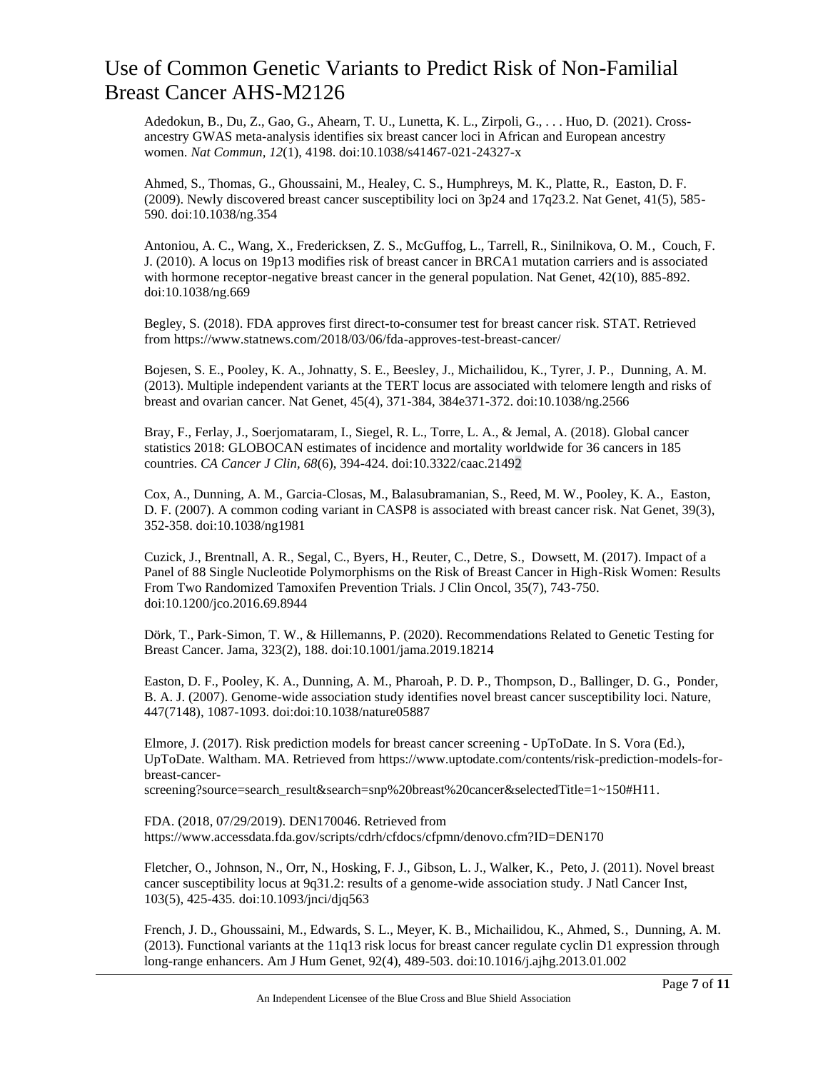Adedokun, B., Du, Z., Gao, G., Ahearn, T. U., Lunetta, K. L., Zirpoli, G., . . . Huo, D. (2021). Cross-ancestry GWAS meta-analysis identifies six breast cancer loci in African and European ancestry women. *Nat Commun, 12*(1), 4198. doi:10.1038/s41467-021-24327-x

Ahmed, S., Thomas, G., Ghoussaini, M., Healey, C. S., Humphreys, M. K., Platte, R., Easton, D. F. (2009). Newly discovered breast cancer susceptibility loci on 3p24 and 17q23.2. Nat Genet, 41(5), 585-590. doi:10.1038/ng.354

Antoniou, A. C., Wang, X., Fredericksen, Z. S., McGuffog, L., Tarrell, R., Sinilnikova, O. M., Couch, F. J. (2010). A locus on 19p13 modifies risk of breast cancer in BRCA1 mutation carriers and is associated with hormone receptor-negative breast cancer in the general population. Nat Genet, 42(10), 885-892. doi:10.1038/ng.669

Begley, S. (2018). FDA approves first direct-to-consumer test for breast cancer risk. STAT. Retrieved from https://www.statnews.com/2018/03/06/fda-approves-test-breast-cancer/

Bojesen, S. E., Pooley, K. A., Johnatty, S. E., Beesley, J., Michailidou, K., Tyrer, J. P., Dunning, A. M. (2013). Multiple independent variants at the TERT locus are associated with telomere length and risks of breast and ovarian cancer. Nat Genet, 45(4), 371-384, 384e371-372. doi:10.1038/ng.2566

Bray, F., Ferlay, J., Soerjomataram, I., Siegel, R. L., Torre, L. A., & Jemal, A. (2018). Global cancer statistics 2018: GLOBOCAN estimates of incidence and mortality worldwide for 36 cancers in 185 countries. *CA Cancer J Clin, 68*(6), 394-424. doi:10.3322/caac.21492

Cox, A., Dunning, A. M., Garcia-Closas, M., Balasubramanian, S., Reed, M. W., Pooley, K. A., Easton, D. F. (2007). A common coding variant in CASP8 is associated with breast cancer risk. Nat Genet, 39(3), 352-358. doi:10.1038/ng1981

Cuzick, J., Brentnall, A. R., Segal, C., Byers, H., Reuter, C., Detre, S., Dowsett, M. (2017). Impact of a Panel of 88 Single Nucleotide Polymorphisms on the Risk of Breast Cancer in High-Risk Women: Results From Two Randomized Tamoxifen Prevention Trials. J Clin Oncol, 35(7), 743-750. doi:10.1200/jco.2016.69.8944

Dörk, T., Park-Simon, T. W., & Hillemanns, P. (2020). Recommendations Related to Genetic Testing for Breast Cancer. Jama, 323(2), 188. doi:10.1001/jama.2019.18214

Easton, D. F., Pooley, K. A., Dunning, A. M., Pharoah, P. D. P., Thompson, D., Ballinger, D. G., Ponder, B. A. J. (2007). Genome-wide association study identifies novel breast cancer susceptibility loci. Nature, 447(7148), 1087-1093. doi:doi:10.1038/nature05887

Elmore, J. (2017). Risk prediction models for breast cancer screening - UpToDate. In S. Vora (Ed.), UpToDate. Waltham. MA. Retrieved from https://www.uptodate.com/contents/risk-prediction-models-for-breast-cancer-screening?source=search_result&search=snp%20breast%20cancer&selectedTitle=1~150#H11.

FDA. (2018, 07/29/2019). DEN170046. Retrieved from https://www.accessdata.fda.gov/scripts/cdrh/cfdocs/cfpmn/denovo.cfm?ID=DEN170

Fletcher, O., Johnson, N., Orr, N., Hosking, F. J., Gibson, L. J., Walker, K., Peto, J. (2011). Novel breast cancer susceptibility locus at 9q31.2: results of a genome-wide association study. J Natl Cancer Inst, 103(5), 425-435. doi:10.1093/jnci/djq563

French, J. D., Ghoussaini, M., Edwards, S. L., Meyer, K. B., Michailidou, K., Ahmed, S., Dunning, A. M. (2013). Functional variants at the 11q13 risk locus for breast cancer regulate cyclin D1 expression through long-range enhancers. Am J Hum Genet, 92(4), 489-503. doi:10.1016/j.ajhg.2013.01.002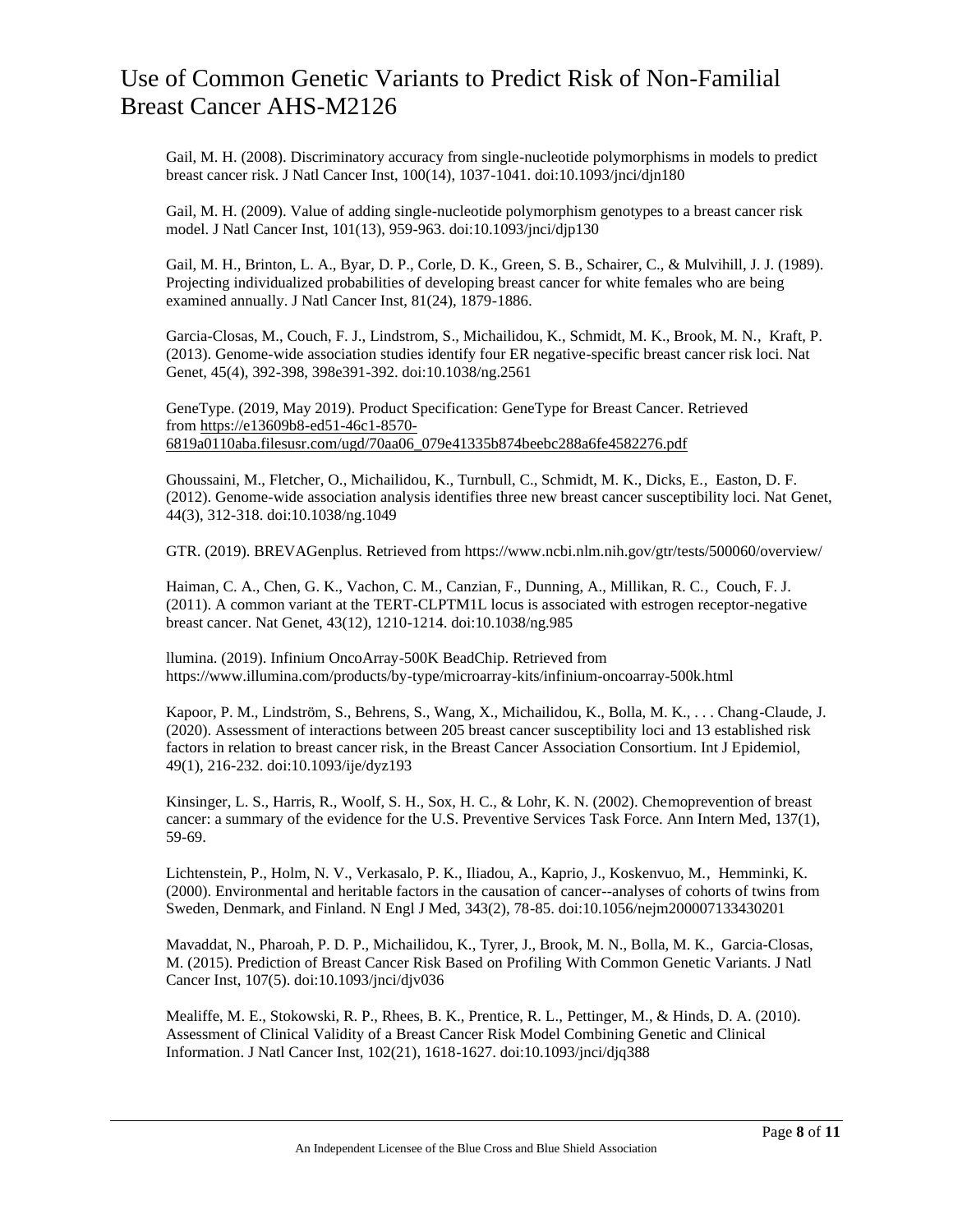Gail, M. H. (2008). Discriminatory accuracy from single-nucleotide polymorphisms in models to predict breast cancer risk. J Natl Cancer Inst, 100(14), 1037-1041. doi:10.1093/jnci/djn180

Gail, M. H. (2009). Value of adding single-nucleotide polymorphism genotypes to a breast cancer risk model. J Natl Cancer Inst, 101(13), 959-963. doi:10.1093/jnci/djp130

Gail, M. H., Brinton, L. A., Byar, D. P., Corle, D. K., Green, S. B., Schairer, C., & Mulvihill, J. J. (1989). Projecting individualized probabilities of developing breast cancer for white females who are being examined annually. J Natl Cancer Inst, 81(24), 1879-1886.

Garcia-Closas, M., Couch, F. J., Lindstrom, S., Michailidou, K., Schmidt, M. K., Brook, M. N., Kraft, P. (2013). Genome-wide association studies identify four ER negative-specific breast cancer risk loci. Nat Genet, 45(4), 392-398, 398e391-392. doi:10.1038/ng.2561

GeneType. (2019, May 2019). Product Specification: GeneType for Breast Cancer. Retrieved from https://e13609b8-ed51-46c1-8570-6819a0110aba.filesusr.com/ugd/70aa06_079e41335b874beebc288a6fe4582276.pdf

Ghoussaini, M., Fletcher, O., Michailidou, K., Turnbull, C., Schmidt, M. K., Dicks, E., Easton, D. F. (2012). Genome-wide association analysis identifies three new breast cancer susceptibility loci. Nat Genet, 44(3), 312-318. doi:10.1038/ng.1049

GTR. (2019). BREVAGenplus. Retrieved from https://www.ncbi.nlm.nih.gov/gtr/tests/500060/overview/

Haiman, C. A., Chen, G. K., Vachon, C. M., Canzian, F., Dunning, A., Millikan, R. C., Couch, F. J. (2011). A common variant at the TERT-CLPTM1L locus is associated with estrogen receptor-negative breast cancer. Nat Genet, 43(12), 1210-1214. doi:10.1038/ng.985

llumina. (2019). Infinium OncoArray-500K BeadChip. Retrieved from https://www.illumina.com/products/by-type/microarray-kits/infinium-oncoarray-500k.html

Kapoor, P. M., Lindström, S., Behrens, S., Wang, X., Michailidou, K., Bolla, M. K., . . . Chang-Claude, J. (2020). Assessment of interactions between 205 breast cancer susceptibility loci and 13 established risk factors in relation to breast cancer risk, in the Breast Cancer Association Consortium. Int J Epidemiol, 49(1), 216-232. doi:10.1093/ije/dyz193

Kinsinger, L. S., Harris, R., Woolf, S. H., Sox, H. C., & Lohr, K. N. (2002). Chemoprevention of breast cancer: a summary of the evidence for the U.S. Preventive Services Task Force. Ann Intern Med, 137(1), 59-69.

Lichtenstein, P., Holm, N. V., Verkasalo, P. K., Iliadou, A., Kaprio, J., Koskenvuo, M., Hemminki, K. (2000). Environmental and heritable factors in the causation of cancer--analyses of cohorts of twins from Sweden, Denmark, and Finland. N Engl J Med, 343(2), 78-85. doi:10.1056/nejm200007133430201

Mavaddat, N., Pharoah, P. D. P., Michailidou, K., Tyrer, J., Brook, M. N., Bolla, M. K., Garcia-Closas, M. (2015). Prediction of Breast Cancer Risk Based on Profiling With Common Genetic Variants. J Natl Cancer Inst, 107(5). doi:10.1093/jnci/djv036

Mealiffe, M. E., Stokowski, R. P., Rhees, B. K., Prentice, R. L., Pettinger, M., & Hinds, D. A. (2010). Assessment of Clinical Validity of a Breast Cancer Risk Model Combining Genetic and Clinical Information. J Natl Cancer Inst, 102(21), 1618-1627. doi:10.1093/jnci/djq388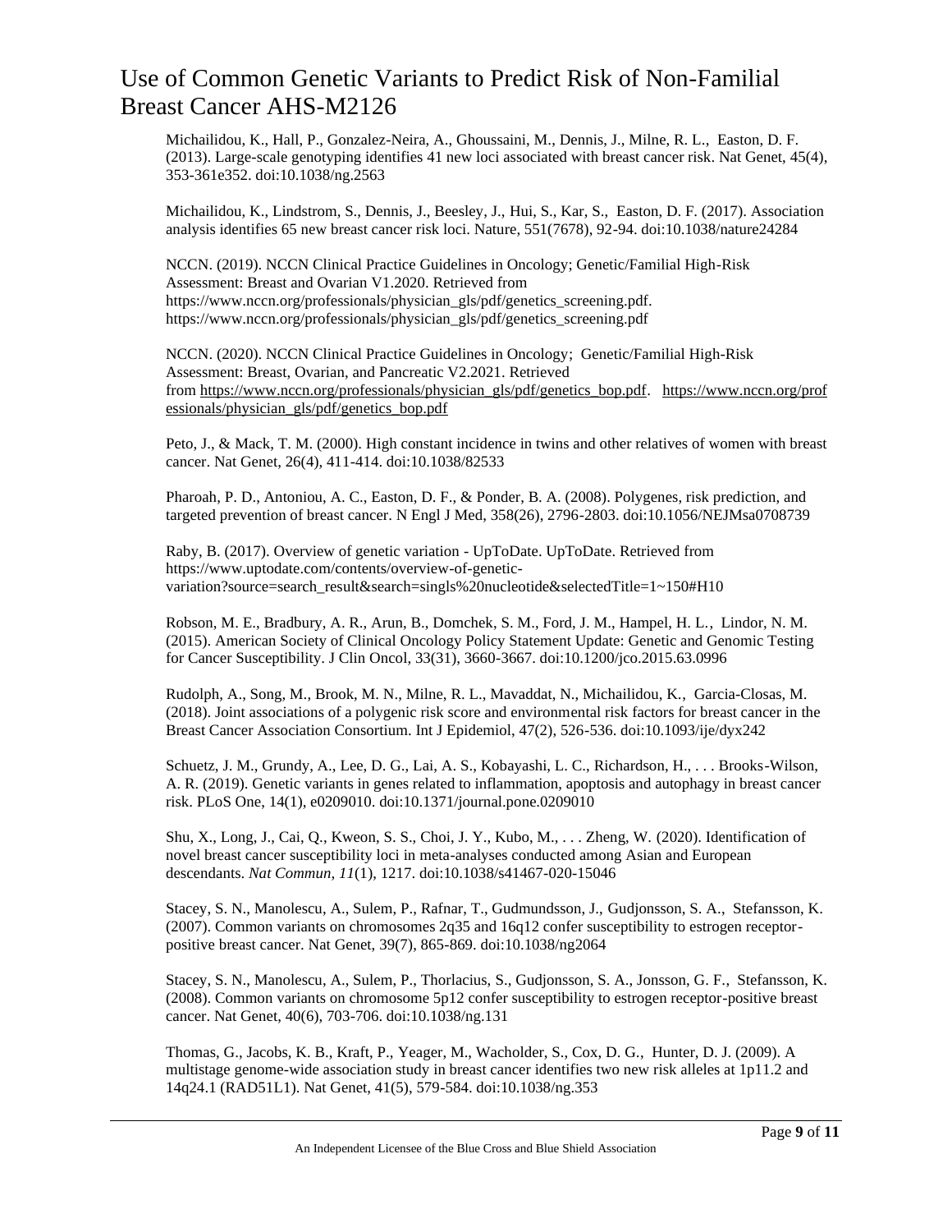Michailidou, K., Hall, P., Gonzalez-Neira, A., Ghoussaini, M., Dennis, J., Milne, R. L., Easton, D. F. (2013). Large-scale genotyping identifies 41 new loci associated with breast cancer risk. Nat Genet, 45(4), 353-361e352. doi:10.1038/ng.2563

Michailidou, K., Lindstrom, S., Dennis, J., Beesley, J., Hui, S., Kar, S., Easton, D. F. (2017). Association analysis identifies 65 new breast cancer risk loci. Nature, 551(7678), 92-94. doi:10.1038/nature24284

NCCN. (2019). NCCN Clinical Practice Guidelines in Oncology; Genetic/Familial High-Risk Assessment: Breast and Ovarian V1.2020. Retrieved from https://www.nccn.org/professionals/physician_gls/pdf/genetics_screening.pdf. https://www.nccn.org/professionals/physician_gls/pdf/genetics_screening.pdf

NCCN. (2020). NCCN Clinical Practice Guidelines in Oncology; Genetic/Familial High-Risk Assessment: Breast, Ovarian, and Pancreatic V2.2021. Retrieved from https://www.nccn.org/professionals/physician_gls/pdf/genetics_bop.pdf. https://www.nccn.org/professionals/physician_gls/pdf/genetics_bop.pdf

Peto, J., & Mack, T. M. (2000). High constant incidence in twins and other relatives of women with breast cancer. Nat Genet, 26(4), 411-414. doi:10.1038/82533

Pharoah, P. D., Antoniou, A. C., Easton, D. F., & Ponder, B. A. (2008). Polygenes, risk prediction, and targeted prevention of breast cancer. N Engl J Med, 358(26), 2796-2803. doi:10.1056/NEJMsa0708739

Raby, B. (2017). Overview of genetic variation - UpToDate. UpToDate. Retrieved from https://www.uptodate.com/contents/overview-of-genetic-variation?source=search_result&search=singls%20nucleotide&selectedTitle=1~150#H10

Robson, M. E., Bradbury, A. R., Arun, B., Domchek, S. M., Ford, J. M., Hampel, H. L., Lindor, N. M. (2015). American Society of Clinical Oncology Policy Statement Update: Genetic and Genomic Testing for Cancer Susceptibility. J Clin Oncol, 33(31), 3660-3667. doi:10.1200/jco.2015.63.0996

Rudolph, A., Song, M., Brook, M. N., Milne, R. L., Mavaddat, N., Michailidou, K., Garcia-Closas, M. (2018). Joint associations of a polygenic risk score and environmental risk factors for breast cancer in the Breast Cancer Association Consortium. Int J Epidemiol, 47(2), 526-536. doi:10.1093/ije/dyx242

Schuetz, J. M., Grundy, A., Lee, D. G., Lai, A. S., Kobayashi, L. C., Richardson, H., . . . Brooks-Wilson, A. R. (2019). Genetic variants in genes related to inflammation, apoptosis and autophagy in breast cancer risk. PLoS One, 14(1), e0209010. doi:10.1371/journal.pone.0209010

Shu, X., Long, J., Cai, Q., Kweon, S. S., Choi, J. Y., Kubo, M., . . . Zheng, W. (2020). Identification of novel breast cancer susceptibility loci in meta-analyses conducted among Asian and European descendants. *Nat Commun, 11*(1), 1217. doi:10.1038/s41467-020-15046

Stacey, S. N., Manolescu, A., Sulem, P., Rafnar, T., Gudmundsson, J., Gudjonsson, S. A., Stefansson, K. (2007). Common variants on chromosomes 2q35 and 16q12 confer susceptibility to estrogen receptor-positive breast cancer. Nat Genet, 39(7), 865-869. doi:10.1038/ng2064

Stacey, S. N., Manolescu, A., Sulem, P., Thorlacius, S., Gudjonsson, S. A., Jonsson, G. F., Stefansson, K. (2008). Common variants on chromosome 5p12 confer susceptibility to estrogen receptor-positive breast cancer. Nat Genet, 40(6), 703-706. doi:10.1038/ng.131

Thomas, G., Jacobs, K. B., Kraft, P., Yeager, M., Wacholder, S., Cox, D. G., Hunter, D. J. (2009). A multistage genome-wide association study in breast cancer identifies two new risk alleles at 1p11.2 and 14q24.1 (RAD51L1). Nat Genet, 41(5), 579-584. doi:10.1038/ng.353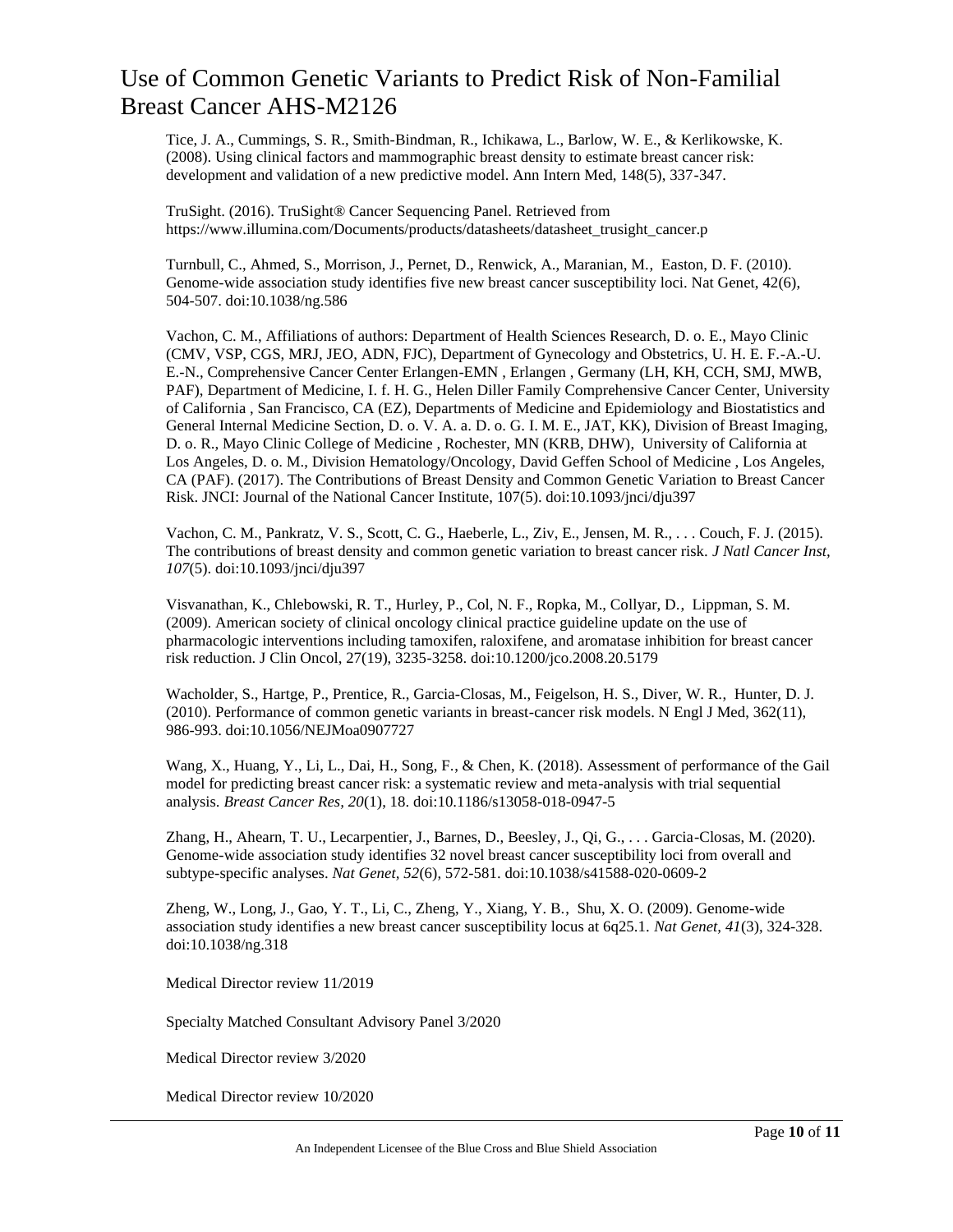Tice, J. A., Cummings, S. R., Smith-Bindman, R., Ichikawa, L., Barlow, W. E., & Kerlikowske, K. (2008). Using clinical factors and mammographic breast density to estimate breast cancer risk: development and validation of a new predictive model. Ann Intern Med, 148(5), 337-347.

TruSight. (2016). TruSight® Cancer Sequencing Panel. Retrieved from https://www.illumina.com/Documents/products/datasheets/datasheet_trusight_cancer.p

Turnbull, C., Ahmed, S., Morrison, J., Pernet, D., Renwick, A., Maranian, M., Easton, D. F. (2010). Genome-wide association study identifies five new breast cancer susceptibility loci. Nat Genet, 42(6), 504-507. doi:10.1038/ng.586

Vachon, C. M., Affiliations of authors: Department of Health Sciences Research, D. o. E., Mayo Clinic (CMV, VSP, CGS, MRJ, JEO, ADN, FJC), Department of Gynecology and Obstetrics, U. H. E. F.-A.-U. E.-N., Comprehensive Cancer Center Erlangen-EMN , Erlangen , Germany (LH, KH, CCH, SMJ, MWB, PAF), Department of Medicine, I. f. H. G., Helen Diller Family Comprehensive Cancer Center, University of California , San Francisco, CA (EZ), Departments of Medicine and Epidemiology and Biostatistics and General Internal Medicine Section, D. o. V. A. a. D. o. G. I. M. E., JAT, KK), Division of Breast Imaging, D. o. R., Mayo Clinic College of Medicine , Rochester, MN (KRB, DHW), University of California at Los Angeles, D. o. M., Division Hematology/Oncology, David Geffen School of Medicine , Los Angeles, CA (PAF). (2017). The Contributions of Breast Density and Common Genetic Variation to Breast Cancer Risk. JNCI: Journal of the National Cancer Institute, 107(5). doi:10.1093/jnci/dju397

Vachon, C. M., Pankratz, V. S., Scott, C. G., Haeberle, L., Ziv, E., Jensen, M. R., . . . Couch, F. J. (2015). The contributions of breast density and common genetic variation to breast cancer risk. *J Natl Cancer Inst, 107*(5). doi:10.1093/jnci/dju397

Visvanathan, K., Chlebowski, R. T., Hurley, P., Col, N. F., Ropka, M., Collyar, D., Lippman, S. M. (2009). American society of clinical oncology clinical practice guideline update on the use of pharmacologic interventions including tamoxifen, raloxifene, and aromatase inhibition for breast cancer risk reduction. J Clin Oncol, 27(19), 3235-3258. doi:10.1200/jco.2008.20.5179

Wacholder, S., Hartge, P., Prentice, R., Garcia-Closas, M., Feigelson, H. S., Diver, W. R., Hunter, D. J. (2010). Performance of common genetic variants in breast-cancer risk models. N Engl J Med, 362(11), 986-993. doi:10.1056/NEJMoa0907727

Wang, X., Huang, Y., Li, L., Dai, H., Song, F., & Chen, K. (2018). Assessment of performance of the Gail model for predicting breast cancer risk: a systematic review and meta-analysis with trial sequential analysis. *Breast Cancer Res, 20*(1), 18. doi:10.1186/s13058-018-0947-5

Zhang, H., Ahearn, T. U., Lecarpentier, J., Barnes, D., Beesley, J., Qi, G., . . . Garcia-Closas, M. (2020). Genome-wide association study identifies 32 novel breast cancer susceptibility loci from overall and subtype-specific analyses. *Nat Genet, 52*(6), 572-581. doi:10.1038/s41588-020-0609-2

Zheng, W., Long, J., Gao, Y. T., Li, C., Zheng, Y., Xiang, Y. B., Shu, X. O. (2009). Genome-wide association study identifies a new breast cancer susceptibility locus at 6q25.1. *Nat Genet, 41*(3), 324-328. doi:10.1038/ng.318

Medical Director review 11/2019

Specialty Matched Consultant Advisory Panel 3/2020

Medical Director review 3/2020

Medical Director review 10/2020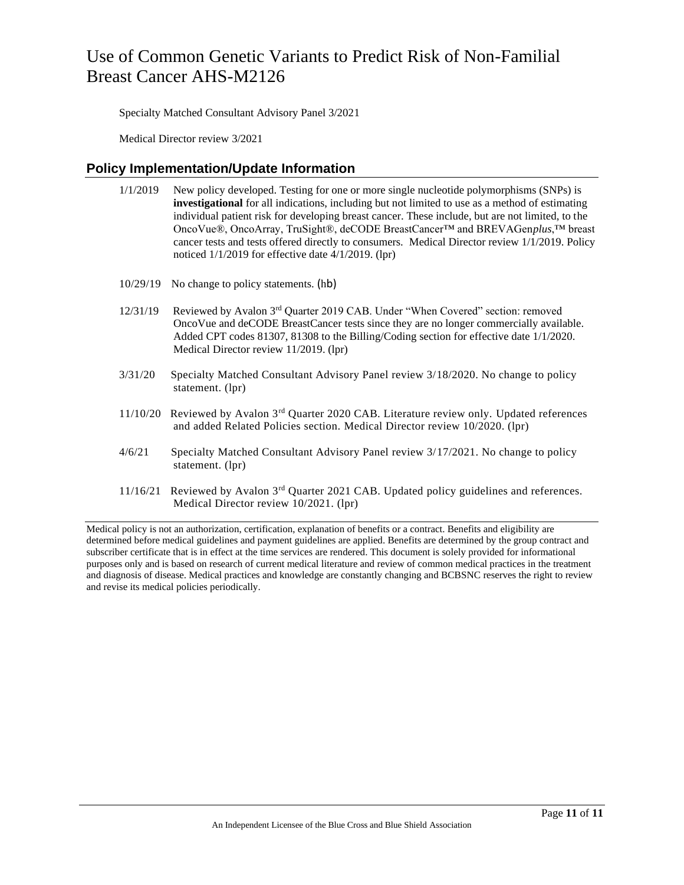Specialty Matched Consultant Advisory Panel 3/2021

Medical Director review 3/2021

## Policy Implementation/Update Information

1/1/2019 New policy developed. Testing for one or more single nucleotide polymorphisms (SNPs) is **investigational** for all indications, including but not limited to use as a method of estimating individual patient risk for developing breast cancer. These include, but are not limited, to the OncoVue®, OncoArray, TruSight®, deCODE BreastCancer™ and BREVAGen*plus*,™ breast cancer tests and tests offered directly to consumers. Medical Director review 1/1/2019. Policy noticed 1/1/2019 for effective date 4/1/2019. (lpr)

10/29/19 No change to policy statements. (hb)

12/31/19 Reviewed by Avalon 3rd Quarter 2019 CAB. Under "When Covered" section: removed OncoVue and deCODE BreastCancer tests since they are no longer commercially available. Added CPT codes 81307, 81308 to the Billing/Coding section for effective date 1/1/2020. Medical Director review 11/2019. (lpr)

3/31/20 Specialty Matched Consultant Advisory Panel review 3/18/2020. No change to policy statement. (lpr)

11/10/20 Reviewed by Avalon 3rd Quarter 2020 CAB. Literature review only. Updated references and added Related Policies section. Medical Director review 10/2020. (lpr)

4/6/21 Specialty Matched Consultant Advisory Panel review 3/17/2021. No change to policy statement. (lpr)

11/16/21 Reviewed by Avalon 3rd Quarter 2021 CAB. Updated policy guidelines and references. Medical Director review 10/2021. (lpr)

Medical policy is not an authorization, certification, explanation of benefits or a contract. Benefits and eligibility are determined before medical guidelines and payment guidelines are applied. Benefits are determined by the group contract and subscriber certificate that is in effect at the time services are rendered. This document is solely provided for informational purposes only and is based on research of current medical literature and review of common medical practices in the treatment and diagnosis of disease. Medical practices and knowledge are constantly changing and BCBSNC reserves the right to review and revise its medical policies periodically.